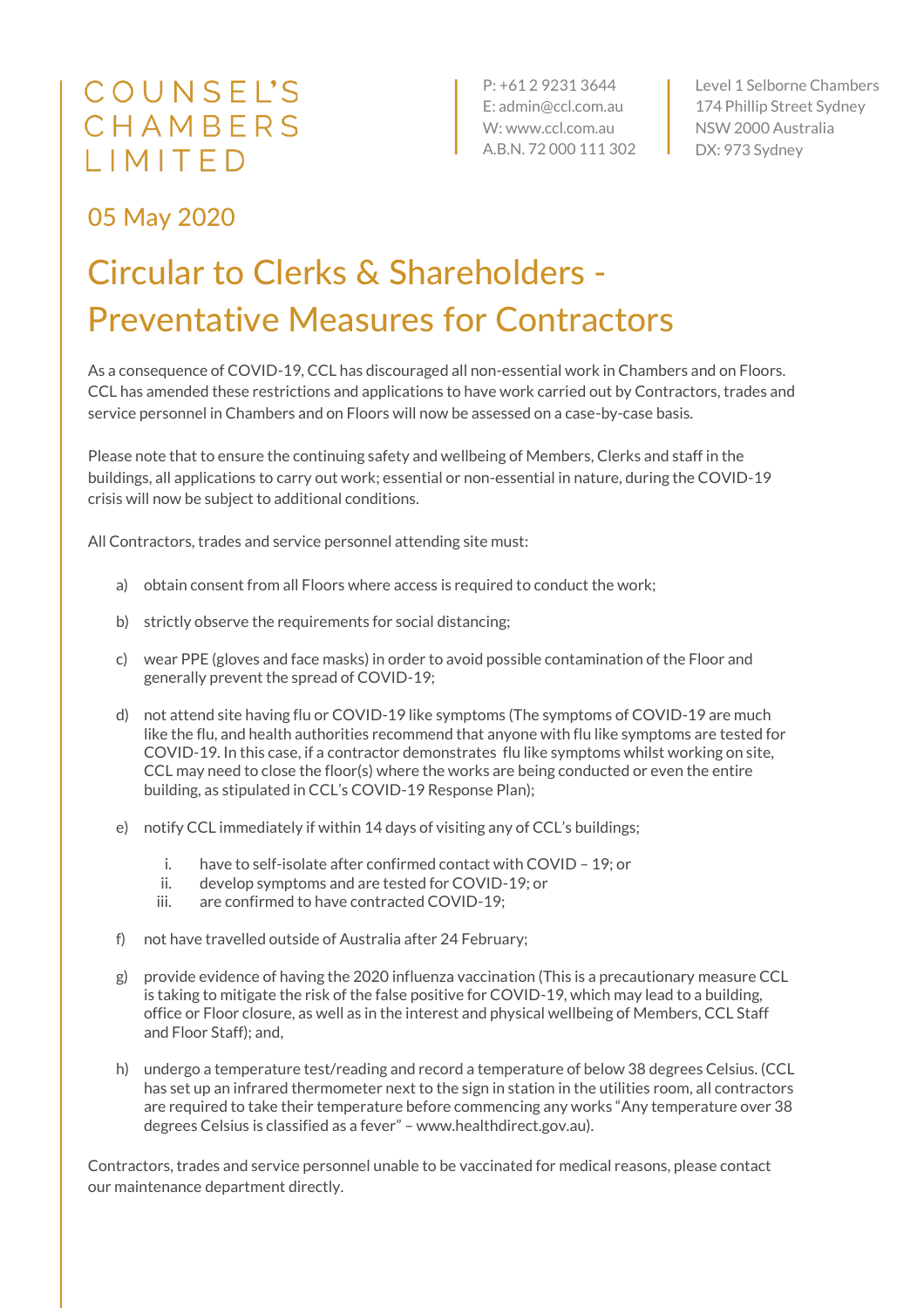COUNSEL'S CHAMBERS LIMITED

P: +61 2 9231 3644
E: admin@ccl.com.au
W: www.ccl.com.au
A.B.N. 72 000 111 302

Level 1 Selborne Chambers
174 Phillip Street Sydney
NSW 2000 Australia
DX: 973 Sydney

05 May 2020

# Circular to Clerks & Shareholders - Preventative Measures for Contractors

As a consequence of COVID-19, CCL has discouraged all non-essential work in Chambers and on Floors. CCL has amended these restrictions and applications to have work carried out by Contractors, trades and service personnel in Chambers and on Floors will now be assessed on a case-by-case basis.

Please note that to ensure the continuing safety and wellbeing of Members, Clerks and staff in the buildings, all applications to carry out work; essential or non-essential in nature, during the COVID-19 crisis will now be subject to additional conditions.

All Contractors, trades and service personnel attending site must:

a) obtain consent from all Floors where access is required to conduct the work;

b) strictly observe the requirements for social distancing;

c) wear PPE (gloves and face masks) in order to avoid possible contamination of the Floor and generally prevent the spread of COVID-19;

d) not attend site having flu or COVID-19 like symptoms (The symptoms of COVID-19 are much like the flu, and health authorities recommend that anyone with flu like symptoms are tested for COVID-19. In this case, if a contractor demonstrates flu like symptoms whilst working on site, CCL may need to close the floor(s) where the works are being conducted or even the entire building, as stipulated in CCL's COVID-19 Response Plan);

e) notify CCL immediately if within 14 days of visiting any of CCL's buildings;

   i. have to self-isolate after confirmed contact with COVID – 19; or
   ii. develop symptoms and are tested for COVID-19; or
   iii. are confirmed to have contracted COVID-19;

f) not have travelled outside of Australia after 24 February;

g) provide evidence of having the 2020 influenza vaccination (This is a precautionary measure CCL is taking to mitigate the risk of the false positive for COVID-19, which may lead to a building, office or Floor closure, as well as in the interest and physical wellbeing of Members, CCL Staff and Floor Staff); and,

h) undergo a temperature test/reading and record a temperature of below 38 degrees Celsius. (CCL has set up an infrared thermometer next to the sign in station in the utilities room, all contractors are required to take their temperature before commencing any works "Any temperature over 38 degrees Celsius is classified as a fever" – www.healthdirect.gov.au).

Contractors, trades and service personnel unable to be vaccinated for medical reasons, please contact our maintenance department directly.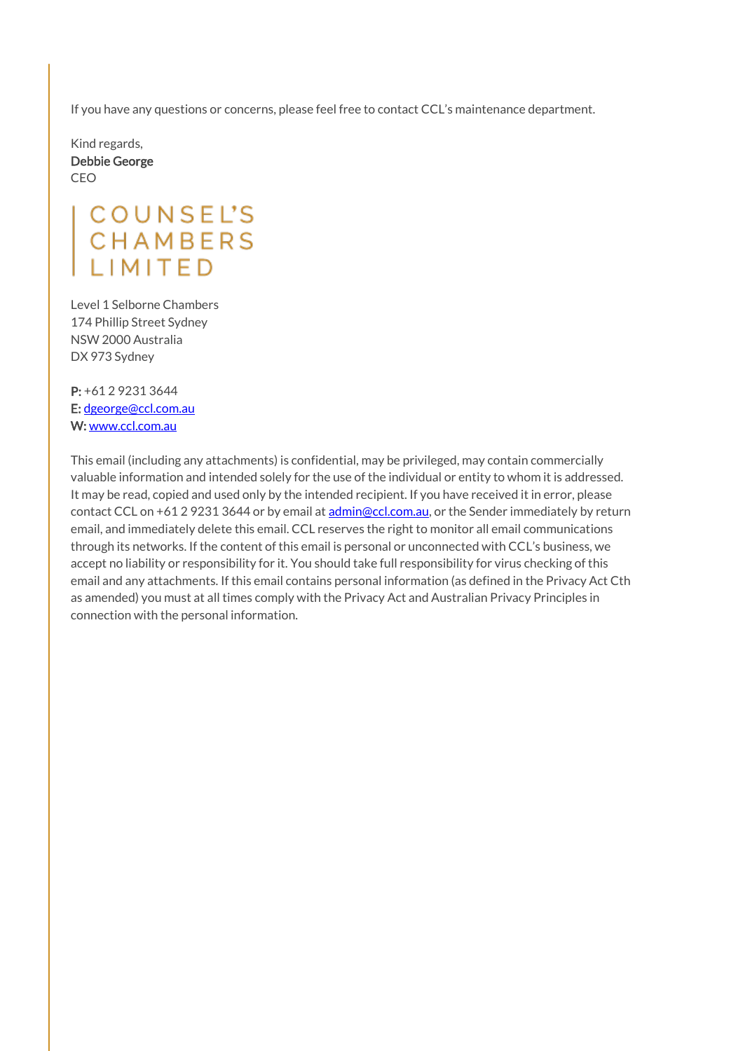If you have any questions or concerns, please feel free to contact CCL's maintenance department.

Kind regards,
**Debbie George**
CEO

COUNSEL'S
CHAMBERS
LIMITED

Level 1 Selborne Chambers
174 Phillip Street Sydney
NSW 2000 Australia
DX 973 Sydney

**P:** +61 2 9231 3644
**E:** dgeorge@ccl.com.au
**W:** www.ccl.com.au

This email (including any attachments) is confidential, may be privileged, may contain commercially valuable information and intended solely for the use of the individual or entity to whom it is addressed. It may be read, copied and used only by the intended recipient. If you have received it in error, please contact CCL on +61 2 9231 3644 or by email at admin@ccl.com.au, or the Sender immediately by return email, and immediately delete this email. CCL reserves the right to monitor all email communications through its networks. If the content of this email is personal or unconnected with CCL's business, we accept no liability or responsibility for it. You should take full responsibility for virus checking of this email and any attachments. If this email contains personal information (as defined in the Privacy Act Cth as amended) you must at all times comply with the Privacy Act and Australian Privacy Principles in connection with the personal information.